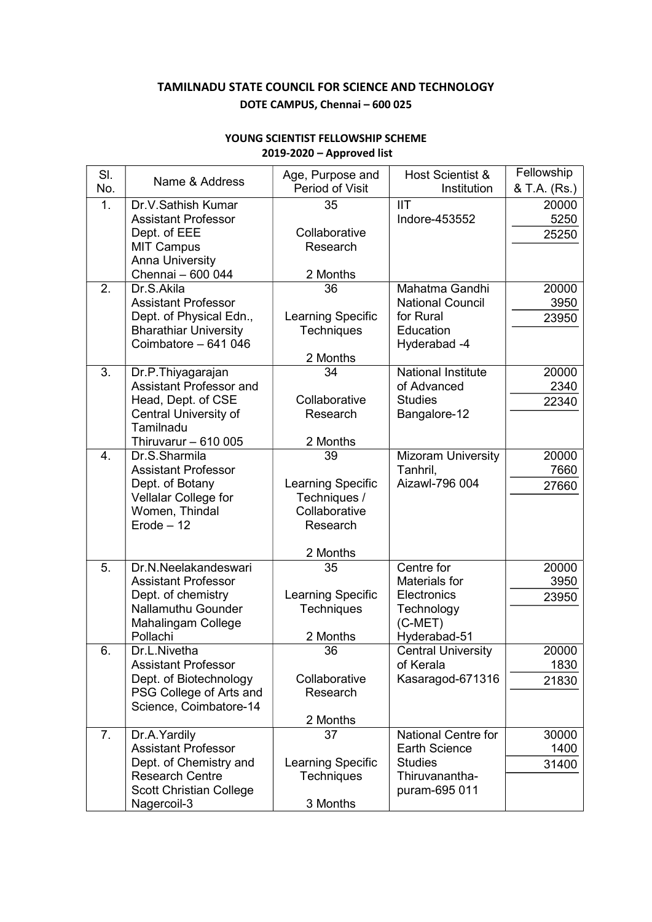# TAMILNADU STATE COUNCIL FOR SCIENCE AND TECHNOLOGY

**DOTE CAMPUS, Chennai – 600 025**

## YOUNG SCIENTIST FELLOWSHIP SCHEME 2019-2020 – Approved list

| Sl. No. | Name & Address | Age, Purpose and Period of Visit | Host Scientist & Institution | Fellowship & T.A. (Rs.) |
|---|---|---|---|---|
| 1. | Dr.V.Sathish Kumar<br>Assistant Professor<br>Dept. of EEE<br>MIT Campus<br>Anna University<br>Chennai – 600 044 | 35<br><br>Collaborative Research<br><br>2 Months | IIT<br>Indore-453552 | 20000<br>5250<br>25250 |
| 2. | Dr.S.Akila<br>Assistant Professor<br>Dept. of Physical Edn.,<br>Bharathiar University<br>Coimbatore – 641 046 | 36<br><br>Learning Specific Techniques<br><br>2 Months | Mahatma Gandhi National Council for Rural Education<br>Hyderabad -4 | 20000<br>3950<br>23950 |
| 3. | Dr.P.Thiyagarajan<br>Assistant Professor and Head, Dept. of CSE<br>Central University of Tamilnadu<br>Thiruvarur – 610 005 | 34<br><br>Collaborative Research<br><br>2 Months | National Institute of Advanced Studies<br>Bangalore-12 | 20000<br>2340<br>22340 |
| 4. | Dr.S.Sharmila<br>Assistant Professor<br>Dept. of Botany<br>Vellalar College for Women, Thindal<br>Erode – 12 | 39<br><br>Learning Specific Techniques / Collaborative Research<br><br>2 Months | Mizoram University<br>Tanhril,<br>Aizawl-796 004 | 20000<br>7660<br>27660 |
| 5. | Dr.N.Neelakandeswari<br>Assistant Professor<br>Dept. of chemistry<br>Nallamuthu Gounder Mahalingam College<br>Pollachi | 35<br><br>Learning Specific Techniques<br><br>2 Months | Centre for Materials for Electronics Technology (C-MET)<br>Hyderabad-51 | 20000<br>3950<br>23950 |
| 6. | Dr.L.Nivetha<br>Assistant Professor<br>Dept. of Biotechnology<br>PSG College of Arts and Science, Coimbatore-14 | 36<br><br>Collaborative Research<br><br>2 Months | Central University of Kerala<br>Kasaragod-671316 | 20000<br>1830<br>21830 |
| 7. | Dr.A.Yardily<br>Assistant Professor<br>Dept. of Chemistry and Research Centre<br>Scott Christian College<br>Nagercoil-3 | 37<br><br>Learning Specific Techniques<br><br>3 Months | National Centre for Earth Science Studies<br>Thiruvananthapuram-695 011 | 30000<br>1400<br>31400 |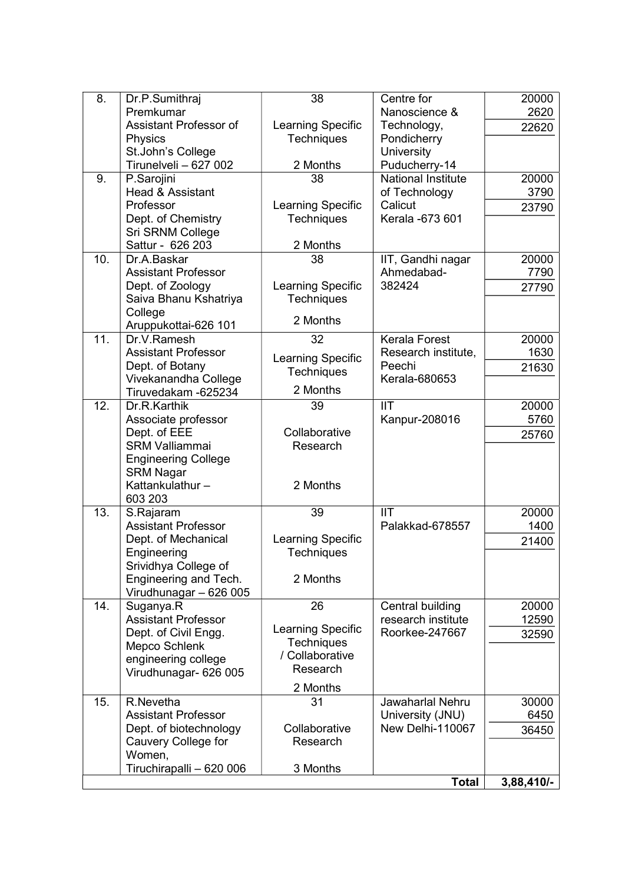| | | | | |
|---|---|---|---|---|
| 8. | Dr.P.Sumithraj Premkumar<br>Assistant Professor of Physics<br>St.John's College<br>Tirunelveli – 627 002 | 38<br><br>Learning Specific Techniques<br><br>2 Months | Centre for Nanoscience & Technology, Pondicherry University<br>Puducherry-14 | 20000<br>2620<br>22620 |
| 9. | P.Sarojini<br>Head & Assistant Professor<br>Dept. of Chemistry<br>Sri SRNM College<br>Sattur - 626 203 | 38<br><br>Learning Specific Techniques<br><br>2 Months | National Institute of Technology Calicut<br>Kerala -673 601 | 20000<br>3790<br>23790 |
| 10. | Dr.A.Baskar<br>Assistant Professor<br>Dept. of Zoology<br>Saiva Bhanu Kshatriya College<br>Aruppukottai-626 101 | 38<br><br>Learning Specific Techniques<br><br>2 Months | IIT, Gandhi nagar<br>Ahmedabad-382424 | 20000<br>7790<br>27790 |
| 11. | Dr.V.Ramesh<br>Assistant Professor<br>Dept. of Botany<br>Vivekanandha College<br>Tiruvedakam -625234 | 32<br><br>Learning Specific Techniques<br><br>2 Months | Kerala Forest Research institute, Peechi<br>Kerala-680653 | 20000<br>1630<br>21630 |
| 12. | Dr.R.Karthik<br>Associate professor<br>Dept. of EEE<br>SRM Valliammai Engineering College<br>SRM Nagar<br>Kattankulathur – 603 203 | 39<br><br>Collaborative Research<br><br>2 Months | IIT<br>Kanpur-208016 | 20000<br>5760<br>25760 |
| 13. | S.Rajaram<br>Assistant Professor<br>Dept. of Mechanical Engineering<br>Srividhya College of Engineering and Tech.<br>Virudhunagar – 626 005 | 39<br><br>Learning Specific Techniques<br><br>2 Months | IIT<br>Palakkad-678557 | 20000<br>1400<br>21400 |
| 14. | Suganya.R<br>Assistant Professor<br>Dept. of Civil Engg.<br>Mepco Schlenk engineering college<br>Virudhunagar- 626 005 | 26<br><br>Learning Specific Techniques / Collaborative Research<br><br>2 Months | Central building research institute<br>Roorkee-247667 | 20000<br>12590<br>32590 |
| 15. | R.Nevetha<br>Assistant Professor<br>Dept. of biotechnology<br>Cauvery College for Women,<br>Tiruchirapalli – 620 006 | 31<br><br>Collaborative Research<br><br>3 Months | Jawaharlal Nehru University (JNU)<br>New Delhi-110067 | 30000<br>6450<br>36450 |
| | | | **Total** | **3,88,410/-** |